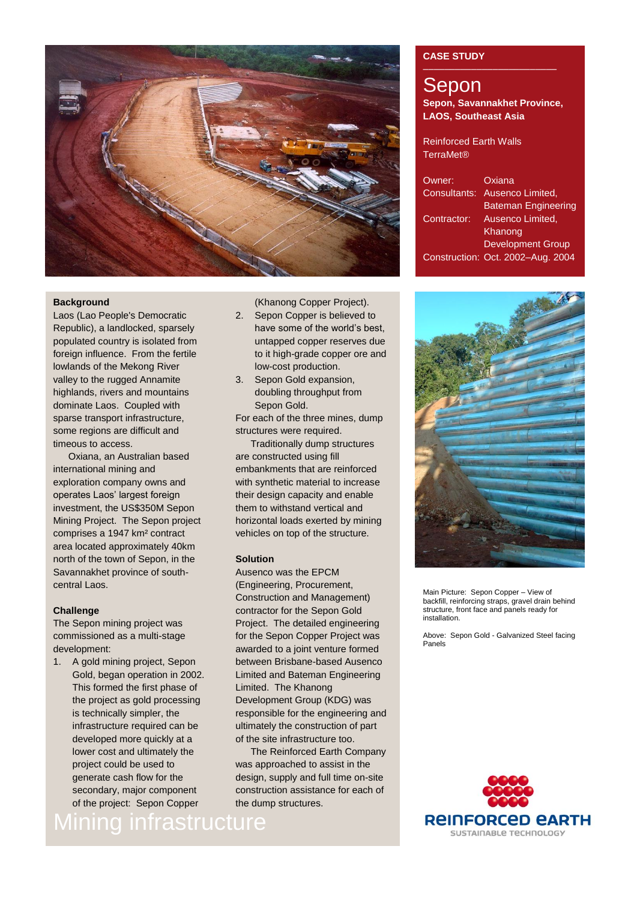CASE STUDY

# Sepon

**Sepon, Savannakhet Province, LAOS, Southeast Asia**

Reinforced Earth Walls
TerraMet®

| | |
|---|---|
| Owner: | Oxiana |
| Consultants: | Ausenco Limited, Bateman Engineering |
| Contractor: | Ausenco Limited, Khanong Development Group |
| Construction: | Oct. 2002–Aug. 2004 |

## Background

Laos (Lao People's Democratic Republic), a landlocked, sparsely populated country is isolated from foreign influence. From the fertile lowlands of the Mekong River valley to the rugged Annamite highlands, rivers and mountains dominate Laos. Coupled with sparse transport infrastructure, some regions are difficult and timeous to access.

Oxiana, an Australian based international mining and exploration company owns and operates Laos' largest foreign investment, the US$350M Sepon Mining Project. The Sepon project comprises a 1947 km² contract area located approximately 40km north of the town of Sepon, in the Savannakhet province of south-central Laos.

## Challenge

The Sepon mining project was commissioned as a multi-stage development:

1. A gold mining project, Sepon Gold, began operation in 2002. This formed the first phase of the project as gold processing is technically simpler, the infrastructure required can be developed more quickly at a lower cost and ultimately the project could be used to generate cash flow for the secondary, major component of the project: Sepon Copper (Khanong Copper Project).
2. Sepon Copper is believed to have some of the world's best, untapped copper reserves due to it high-grade copper ore and low-cost production.
3. Sepon Gold expansion, doubling throughput from Sepon Gold.

For each of the three mines, dump structures were required.

Traditionally dump structures are constructed using fill embankments that are reinforced with synthetic material to increase their design capacity and enable them to withstand vertical and horizontal loads exerted by mining vehicles on top of the structure.

## Solution

Ausenco was the EPCM (Engineering, Procurement, Construction and Management) contractor for the Sepon Gold Project. The detailed engineering for the Sepon Copper Project was awarded to a joint venture formed between Brisbane-based Ausenco Limited and Bateman Engineering Limited. The Khanong Development Group (KDG) was responsible for the engineering and ultimately the construction of part of the site infrastructure too.

The Reinforced Earth Company was approached to assist in the design, supply and full time on-site construction assistance for each of the dump structures.

Main Picture: Sepon Copper – View of backfill, reinforcing straps, gravel drain behind structure, front face and panels ready for installation.

Above: Sepon Gold - Galvanized Steel facing Panels

Mining infrastructure

REINFORCED EARTH
SUSTAINABLE TECHNOLOGY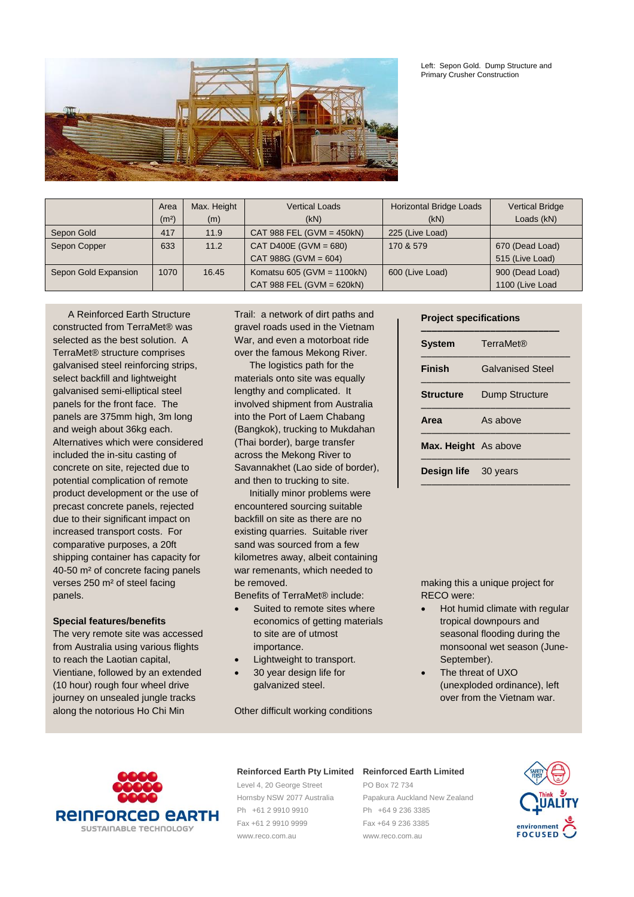Left: Sepon Gold. Dump Structure and Primary Crusher Construction

| | Area (m²) | Max. Height (m) | Vertical Loads (kN) | Horizontal Bridge Loads (kN) | Vertical Bridge Loads (kN) |
|---|---|---|---|---|---|
| Sepon Gold | 417 | 11.9 | CAT 988 FEL (GVM = 450kN) | 225 (Live Load) | |
| Sepon Copper | 633 | 11.2 | CAT D400E (GVM = 680)<br>CAT 988G (GVM = 604) | 170 & 579 | 670 (Dead Load)<br>515 (Live Load) |
| Sepon Gold Expansion | 1070 | 16.45 | Komatsu 605 (GVM = 1100kN)<br>CAT 988 FEL (GVM = 620kN) | 600 (Live Load) | 900 (Dead Load)<br>1100 (Live Load |

A Reinforced Earth Structure constructed from TerraMet® was selected as the best solution. A TerraMet® structure comprises galvanised steel reinforcing strips, select backfill and lightweight galvanised semi-elliptical steel panels for the front face. The panels are 375mm high, 3m long and weigh about 36kg each. Alternatives which were considered included the in-situ casting of concrete on site, rejected due to potential complication of remote product development or the use of precast concrete panels, rejected due to their significant impact on increased transport costs. For comparative purposes, a 20ft shipping container has capacity for 40-50 m² of concrete facing panels verses 250 m² of steel facing panels.

**Special features/benefits**

The very remote site was accessed from Australia using various flights to reach the Laotian capital, Vientiane, followed by an extended (10 hour) rough four wheel drive journey on unsealed jungle tracks along the notorious Ho Chi Min Trail: a network of dirt paths and gravel roads used in the Vietnam War, and even a motorboat ride over the famous Mekong River.

The logistics path for the materials onto site was equally lengthy and complicated. It involved shipment from Australia into the Port of Laem Chabang (Bangkok), trucking to Mukdahan (Thai border), barge transfer across the Mekong River to Savannakhet (Lao side of border), and then to trucking to site.

Initially minor problems were encountered sourcing suitable backfill on site as there are no existing quarries. Suitable river sand was sourced from a few kilometres away, albeit containing war remenants, which needed to be removed.

Benefits of TerraMet® include:

- Suited to remote sites where economics of getting materials to site are of utmost importance.
- Lightweight to transport.
- 30 year design life for galvanized steel.

Other difficult working conditions making this a unique project for RECO were:

- Hot humid climate with regular tropical downpours and seasonal flooding during the monsoonal wet season (June-September).
- The threat of UXO (unexploded ordinance), left over from the Vietnam war.

**Project specifications**

| | |
|---|---|
| **System** | TerraMet® |
| **Finish** | Galvanised Steel |
| **Structure** | Dump Structure |
| **Area** | As above |
| **Max. Height** | As above |
| **Design life** | 30 years |

REINFORCED EARTH
SUSTAINABLE TECHNOLOGY

**Reinforced Earth Pty Limited**
Level 4, 20 George Street
Hornsby NSW 2077 Australia
Ph +61 2 9910 9910
Fax +61 2 9910 9999
www.reco.com.au

**Reinforced Earth Limited**
PO Box 72 734
Papakura Auckland New Zealand
Ph +64 9 236 3385
Fax +64 9 236 3385
www.reco.com.au